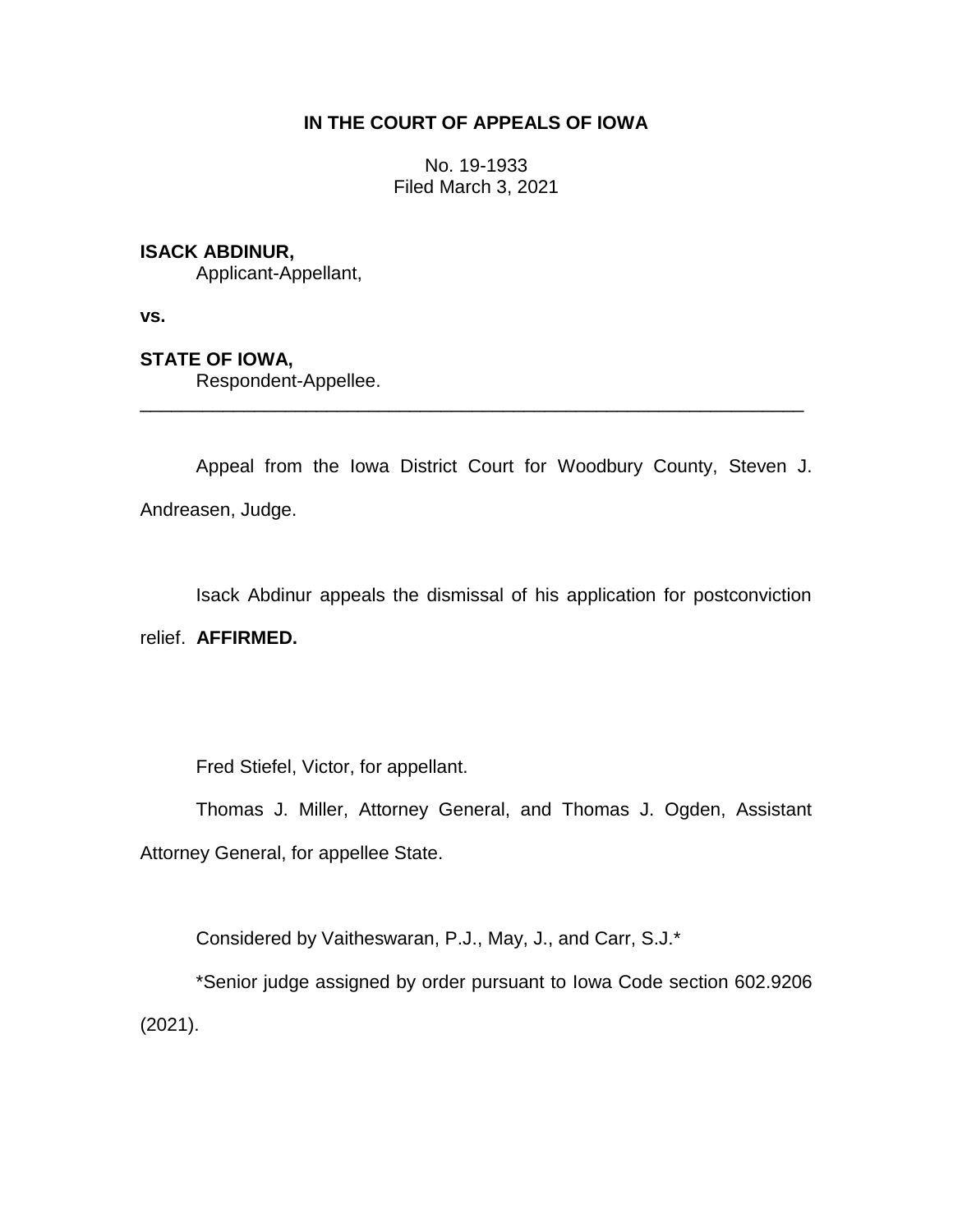# IN THE COURT OF APPEALS OF IOWA

No. 19-1933
Filed March 3, 2021

**ISACK ABDINUR,**
Applicant-Appellant,

**vs.**

**STATE OF IOWA,**
Respondent-Appellee.

---

Appeal from the Iowa District Court for Woodbury County, Steven J. Andreasen, Judge.

Isack Abdinur appeals the dismissal of his application for postconviction relief. **AFFIRMED.**

Fred Stiefel, Victor, for appellant.

Thomas J. Miller, Attorney General, and Thomas J. Ogden, Assistant Attorney General, for appellee State.

Considered by Vaitheswaran, P.J., May, J., and Carr, S.J.*

*Senior judge assigned by order pursuant to Iowa Code section 602.9206 (2021).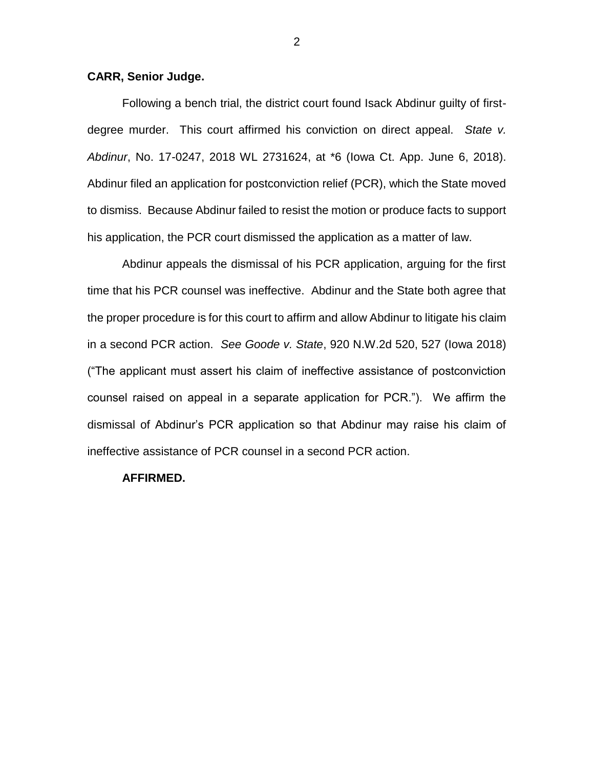**CARR, Senior Judge.**

Following a bench trial, the district court found Isack Abdinur guilty of first-degree murder. This court affirmed his conviction on direct appeal. *State v. Abdinur*, No. 17-0247, 2018 WL 2731624, at *6 (Iowa Ct. App. June 6, 2018). Abdinur filed an application for postconviction relief (PCR), which the State moved to dismiss. Because Abdinur failed to resist the motion or produce facts to support his application, the PCR court dismissed the application as a matter of law.

Abdinur appeals the dismissal of his PCR application, arguing for the first time that his PCR counsel was ineffective. Abdinur and the State both agree that the proper procedure is for this court to affirm and allow Abdinur to litigate his claim in a second PCR action. *See Goode v. State*, 920 N.W.2d 520, 527 (Iowa 2018) ("The applicant must assert his claim of ineffective assistance of postconviction counsel raised on appeal in a separate application for PCR."). We affirm the dismissal of Abdinur's PCR application so that Abdinur may raise his claim of ineffective assistance of PCR counsel in a second PCR action.

**AFFIRMED.**